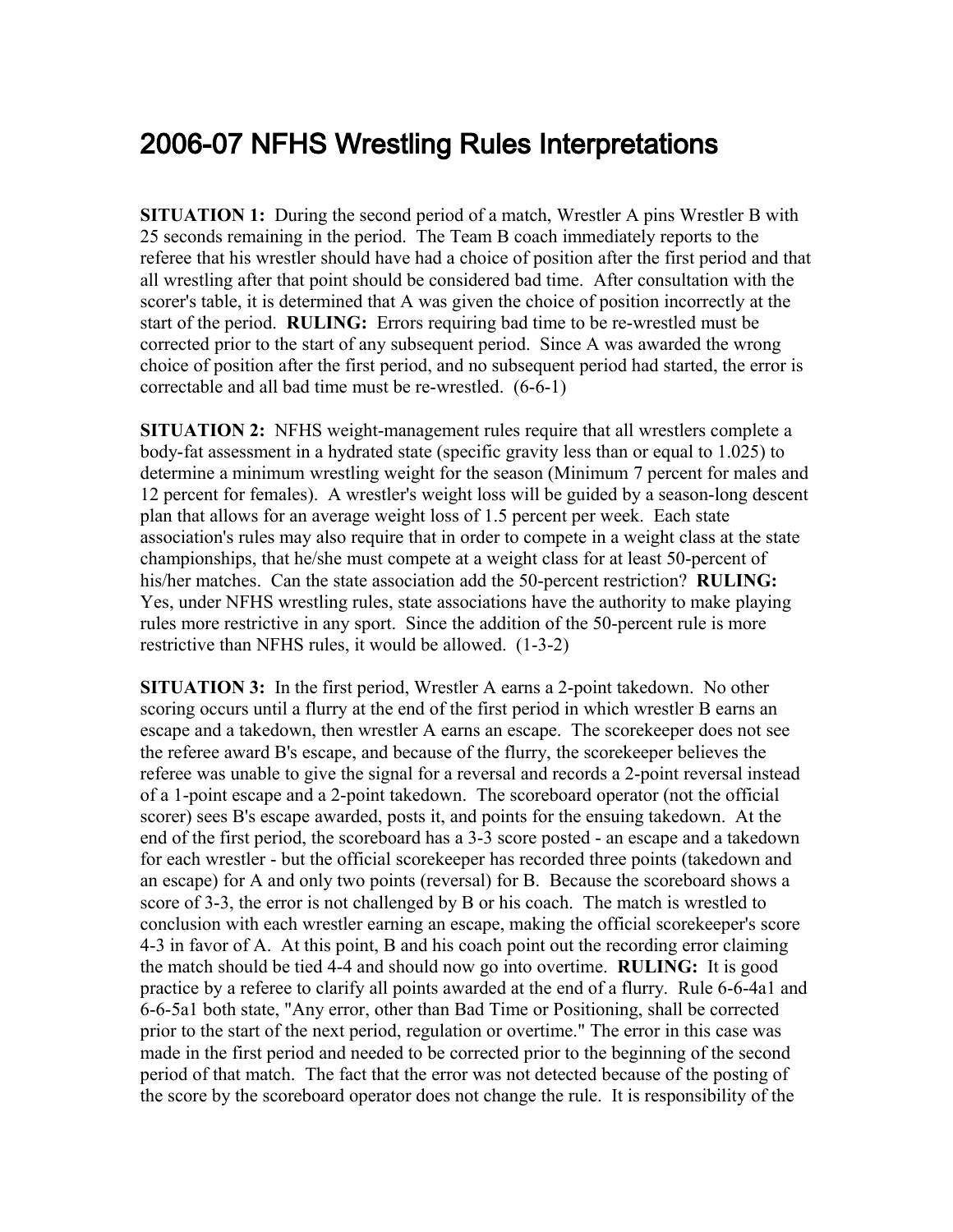# 2006-07 NFHS Wrestling Rules Interpretations

**SITUATION 1:** During the second period of a match, Wrestler A pins Wrestler B with 25 seconds remaining in the period. The Team B coach immediately reports to the referee that his wrestler should have had a choice of position after the first period and that all wrestling after that point should be considered bad time. After consultation with the scorer's table, it is determined that A was given the choice of position incorrectly at the start of the period. **RULING:** Errors requiring bad time to be re-wrestled must be corrected prior to the start of any subsequent period. Since A was awarded the wrong choice of position after the first period, and no subsequent period had started, the error is correctable and all bad time must be re-wrestled. (6-6-1)

**SITUATION 2:** NFHS weight-management rules require that all wrestlers complete a body-fat assessment in a hydrated state (specific gravity less than or equal to 1.025) to determine a minimum wrestling weight for the season (Minimum 7 percent for males and 12 percent for females). A wrestler's weight loss will be guided by a season-long descent plan that allows for an average weight loss of 1.5 percent per week. Each state association's rules may also require that in order to compete in a weight class at the state championships, that he/she must compete at a weight class for at least 50-percent of his/her matches. Can the state association add the 50-percent restriction? **RULING:** Yes, under NFHS wrestling rules, state associations have the authority to make playing rules more restrictive in any sport. Since the addition of the 50-percent rule is more restrictive than NFHS rules, it would be allowed. (1-3-2)

**SITUATION 3:** In the first period, Wrestler A earns a 2-point takedown. No other scoring occurs until a flurry at the end of the first period in which wrestler B earns an escape and a takedown, then wrestler A earns an escape. The scorekeeper does not see the referee award B's escape, and because of the flurry, the scorekeeper believes the referee was unable to give the signal for a reversal and records a 2-point reversal instead of a 1-point escape and a 2-point takedown. The scoreboard operator (not the official scorer) sees B's escape awarded, posts it, and points for the ensuing takedown. At the end of the first period, the scoreboard has a 3-3 score posted - an escape and a takedown for each wrestler - but the official scorekeeper has recorded three points (takedown and an escape) for A and only two points (reversal) for B. Because the scoreboard shows a score of 3-3, the error is not challenged by B or his coach. The match is wrestled to conclusion with each wrestler earning an escape, making the official scorekeeper's score 4-3 in favor of A. At this point, B and his coach point out the recording error claiming the match should be tied 4-4 and should now go into overtime. **RULING:** It is good practice by a referee to clarify all points awarded at the end of a flurry. Rule 6-6-4a1 and 6-6-5a1 both state, "Any error, other than Bad Time or Positioning, shall be corrected prior to the start of the next period, regulation or overtime." The error in this case was made in the first period and needed to be corrected prior to the beginning of the second period of that match. The fact that the error was not detected because of the posting of the score by the scoreboard operator does not change the rule. It is responsibility of the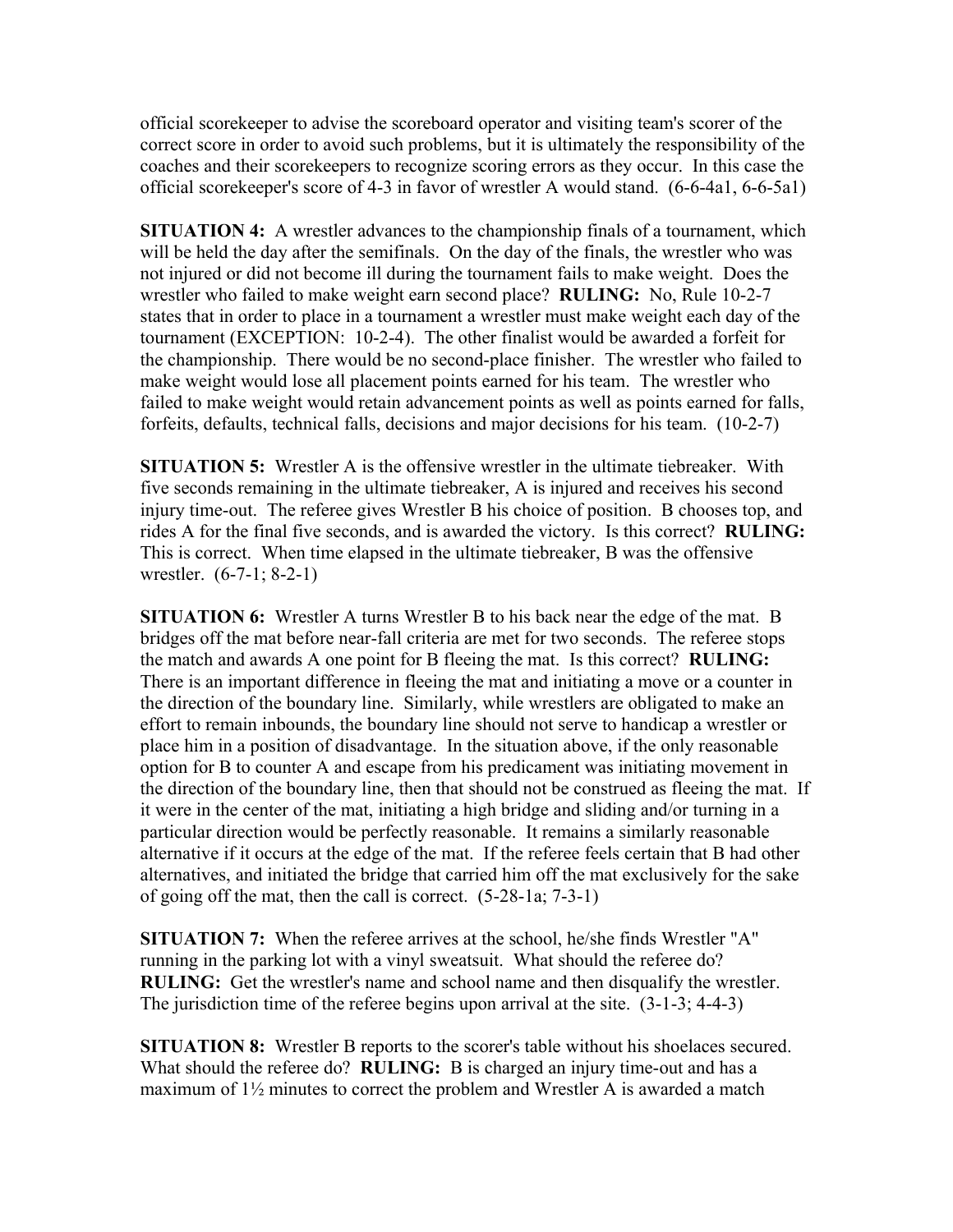official scorekeeper to advise the scoreboard operator and visiting team's scorer of the correct score in order to avoid such problems, but it is ultimately the responsibility of the coaches and their scorekeepers to recognize scoring errors as they occur. In this case the official scorekeeper's score of 4-3 in favor of wrestler A would stand. (6-6-4a1, 6-6-5a1)

**SITUATION 4:** A wrestler advances to the championship finals of a tournament, which will be held the day after the semifinals. On the day of the finals, the wrestler who was not injured or did not become ill during the tournament fails to make weight. Does the wrestler who failed to make weight earn second place? **RULING:** No, Rule 10-2-7 states that in order to place in a tournament a wrestler must make weight each day of the tournament (EXCEPTION: 10-2-4). The other finalist would be awarded a forfeit for the championship. There would be no second-place finisher. The wrestler who failed to make weight would lose all placement points earned for his team. The wrestler who failed to make weight would retain advancement points as well as points earned for falls, forfeits, defaults, technical falls, decisions and major decisions for his team. (10-2-7)

**SITUATION 5:** Wrestler A is the offensive wrestler in the ultimate tiebreaker. With five seconds remaining in the ultimate tiebreaker, A is injured and receives his second injury time-out. The referee gives Wrestler B his choice of position. B chooses top, and rides A for the final five seconds, and is awarded the victory. Is this correct? **RULING:** This is correct. When time elapsed in the ultimate tiebreaker, B was the offensive wrestler. (6-7-1; 8-2-1)

**SITUATION 6:** Wrestler A turns Wrestler B to his back near the edge of the mat. B bridges off the mat before near-fall criteria are met for two seconds. The referee stops the match and awards A one point for B fleeing the mat. Is this correct? **RULING:** There is an important difference in fleeing the mat and initiating a move or a counter in the direction of the boundary line. Similarly, while wrestlers are obligated to make an effort to remain inbounds, the boundary line should not serve to handicap a wrestler or place him in a position of disadvantage. In the situation above, if the only reasonable option for B to counter A and escape from his predicament was initiating movement in the direction of the boundary line, then that should not be construed as fleeing the mat. If it were in the center of the mat, initiating a high bridge and sliding and/or turning in a particular direction would be perfectly reasonable. It remains a similarly reasonable alternative if it occurs at the edge of the mat. If the referee feels certain that B had other alternatives, and initiated the bridge that carried him off the mat exclusively for the sake of going off the mat, then the call is correct. (5-28-1a; 7-3-1)

**SITUATION 7:** When the referee arrives at the school, he/she finds Wrestler "A" running in the parking lot with a vinyl sweatsuit. What should the referee do? **RULING:** Get the wrestler's name and school name and then disqualify the wrestler. The jurisdiction time of the referee begins upon arrival at the site. (3-1-3; 4-4-3)

**SITUATION 8:** Wrestler B reports to the scorer's table without his shoelaces secured. What should the referee do? **RULING:** B is charged an injury time-out and has a maximum of 1½ minutes to correct the problem and Wrestler A is awarded a match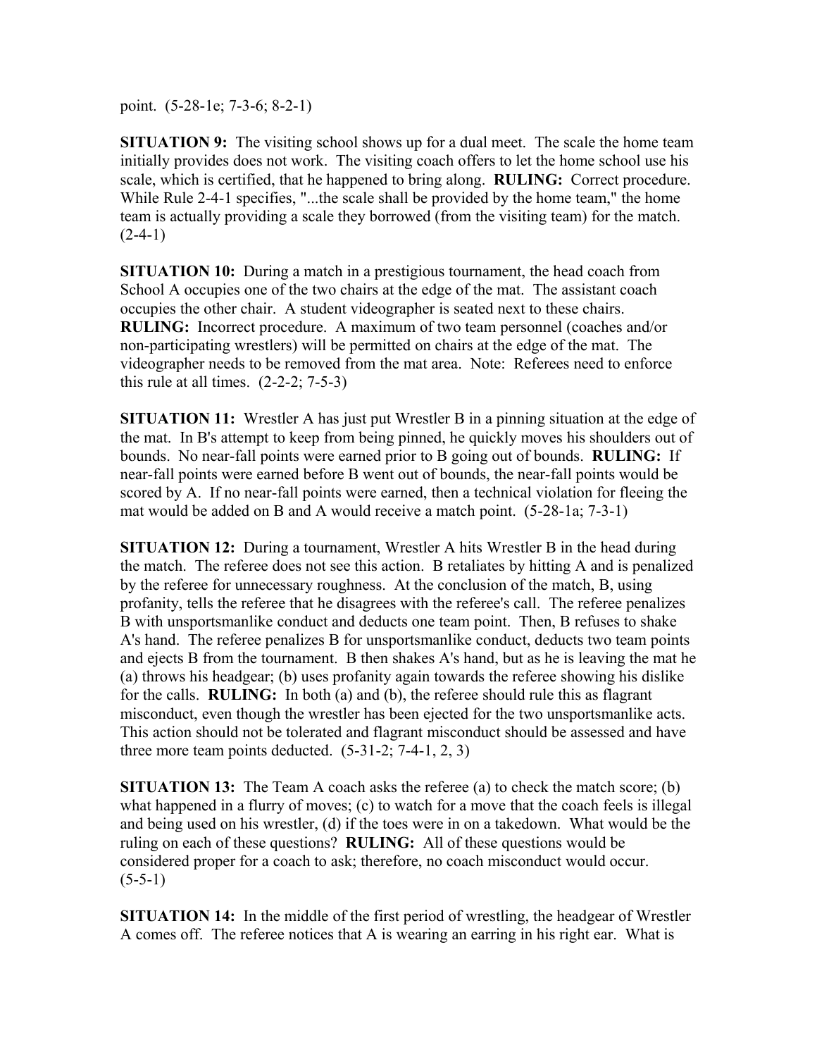point. (5-28-1e; 7-3-6; 8-2-1)

**SITUATION 9:** The visiting school shows up for a dual meet. The scale the home team initially provides does not work. The visiting coach offers to let the home school use his scale, which is certified, that he happened to bring along. **RULING:** Correct procedure. While Rule 2-4-1 specifies, "...the scale shall be provided by the home team," the home team is actually providing a scale they borrowed (from the visiting team) for the match. (2-4-1)

**SITUATION 10:** During a match in a prestigious tournament, the head coach from School A occupies one of the two chairs at the edge of the mat. The assistant coach occupies the other chair. A student videographer is seated next to these chairs. **RULING:** Incorrect procedure. A maximum of two team personnel (coaches and/or non-participating wrestlers) will be permitted on chairs at the edge of the mat. The videographer needs to be removed from the mat area. Note: Referees need to enforce this rule at all times. (2-2-2; 7-5-3)

**SITUATION 11:** Wrestler A has just put Wrestler B in a pinning situation at the edge of the mat. In B's attempt to keep from being pinned, he quickly moves his shoulders out of bounds. No near-fall points were earned prior to B going out of bounds. **RULING:** If near-fall points were earned before B went out of bounds, the near-fall points would be scored by A. If no near-fall points were earned, then a technical violation for fleeing the mat would be added on B and A would receive a match point. (5-28-1a; 7-3-1)

**SITUATION 12:** During a tournament, Wrestler A hits Wrestler B in the head during the match. The referee does not see this action. B retaliates by hitting A and is penalized by the referee for unnecessary roughness. At the conclusion of the match, B, using profanity, tells the referee that he disagrees with the referee's call. The referee penalizes B with unsportsmanlike conduct and deducts one team point. Then, B refuses to shake A's hand. The referee penalizes B for unsportsmanlike conduct, deducts two team points and ejects B from the tournament. B then shakes A's hand, but as he is leaving the mat he (a) throws his headgear; (b) uses profanity again towards the referee showing his dislike for the calls. **RULING:** In both (a) and (b), the referee should rule this as flagrant misconduct, even though the wrestler has been ejected for the two unsportsmanlike acts. This action should not be tolerated and flagrant misconduct should be assessed and have three more team points deducted. (5-31-2; 7-4-1, 2, 3)

**SITUATION 13:** The Team A coach asks the referee (a) to check the match score; (b) what happened in a flurry of moves; (c) to watch for a move that the coach feels is illegal and being used on his wrestler, (d) if the toes were in on a takedown. What would be the ruling on each of these questions? **RULING:** All of these questions would be considered proper for a coach to ask; therefore, no coach misconduct would occur. (5-5-1)

**SITUATION 14:** In the middle of the first period of wrestling, the headgear of Wrestler A comes off. The referee notices that A is wearing an earring in his right ear. What is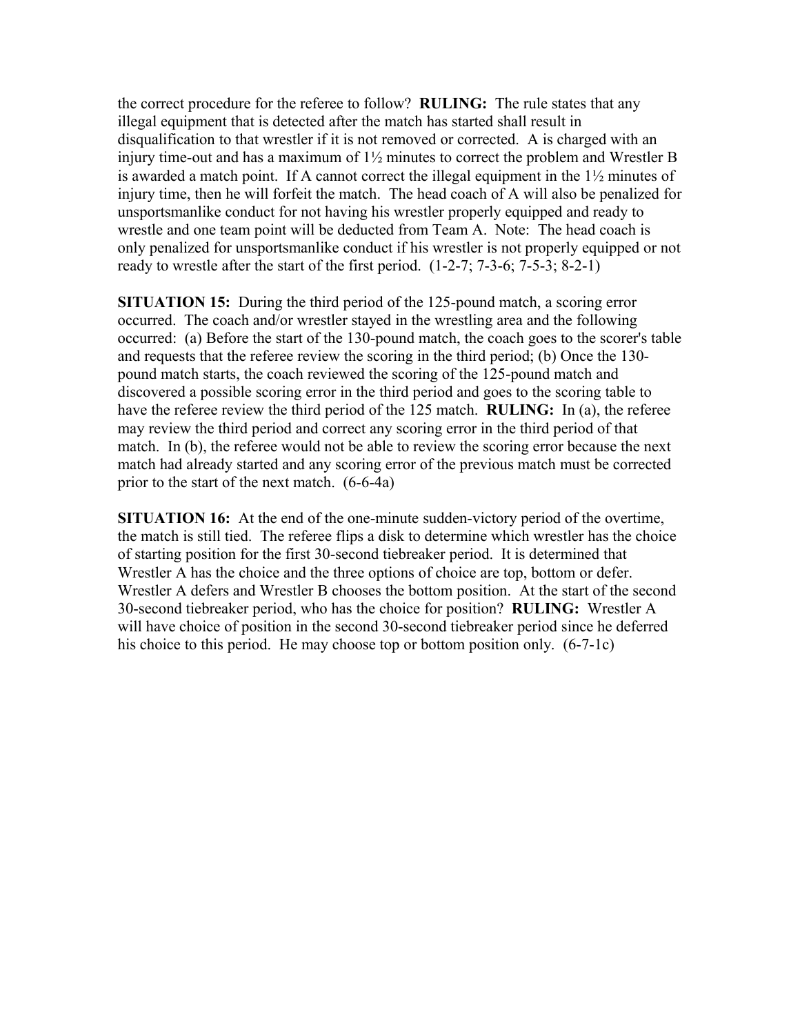the correct procedure for the referee to follow? **RULING:** The rule states that any illegal equipment that is detected after the match has started shall result in disqualification to that wrestler if it is not removed or corrected. A is charged with an injury time-out and has a maximum of 1½ minutes to correct the problem and Wrestler B is awarded a match point. If A cannot correct the illegal equipment in the 1½ minutes of injury time, then he will forfeit the match. The head coach of A will also be penalized for unsportsmanlike conduct for not having his wrestler properly equipped and ready to wrestle and one team point will be deducted from Team A. Note: The head coach is only penalized for unsportsmanlike conduct if his wrestler is not properly equipped or not ready to wrestle after the start of the first period. (1-2-7; 7-3-6; 7-5-3; 8-2-1)

**SITUATION 15:** During the third period of the 125-pound match, a scoring error occurred. The coach and/or wrestler stayed in the wrestling area and the following occurred: (a) Before the start of the 130-pound match, the coach goes to the scorer's table and requests that the referee review the scoring in the third period; (b) Once the 130-pound match starts, the coach reviewed the scoring of the 125-pound match and discovered a possible scoring error in the third period and goes to the scoring table to have the referee review the third period of the 125 match. **RULING:** In (a), the referee may review the third period and correct any scoring error in the third period of that match. In (b), the referee would not be able to review the scoring error because the next match had already started and any scoring error of the previous match must be corrected prior to the start of the next match. (6-6-4a)

**SITUATION 16:** At the end of the one-minute sudden-victory period of the overtime, the match is still tied. The referee flips a disk to determine which wrestler has the choice of starting position for the first 30-second tiebreaker period. It is determined that Wrestler A has the choice and the three options of choice are top, bottom or defer. Wrestler A defers and Wrestler B chooses the bottom position. At the start of the second 30-second tiebreaker period, who has the choice for position? **RULING:** Wrestler A will have choice of position in the second 30-second tiebreaker period since he deferred his choice to this period. He may choose top or bottom position only. (6-7-1c)